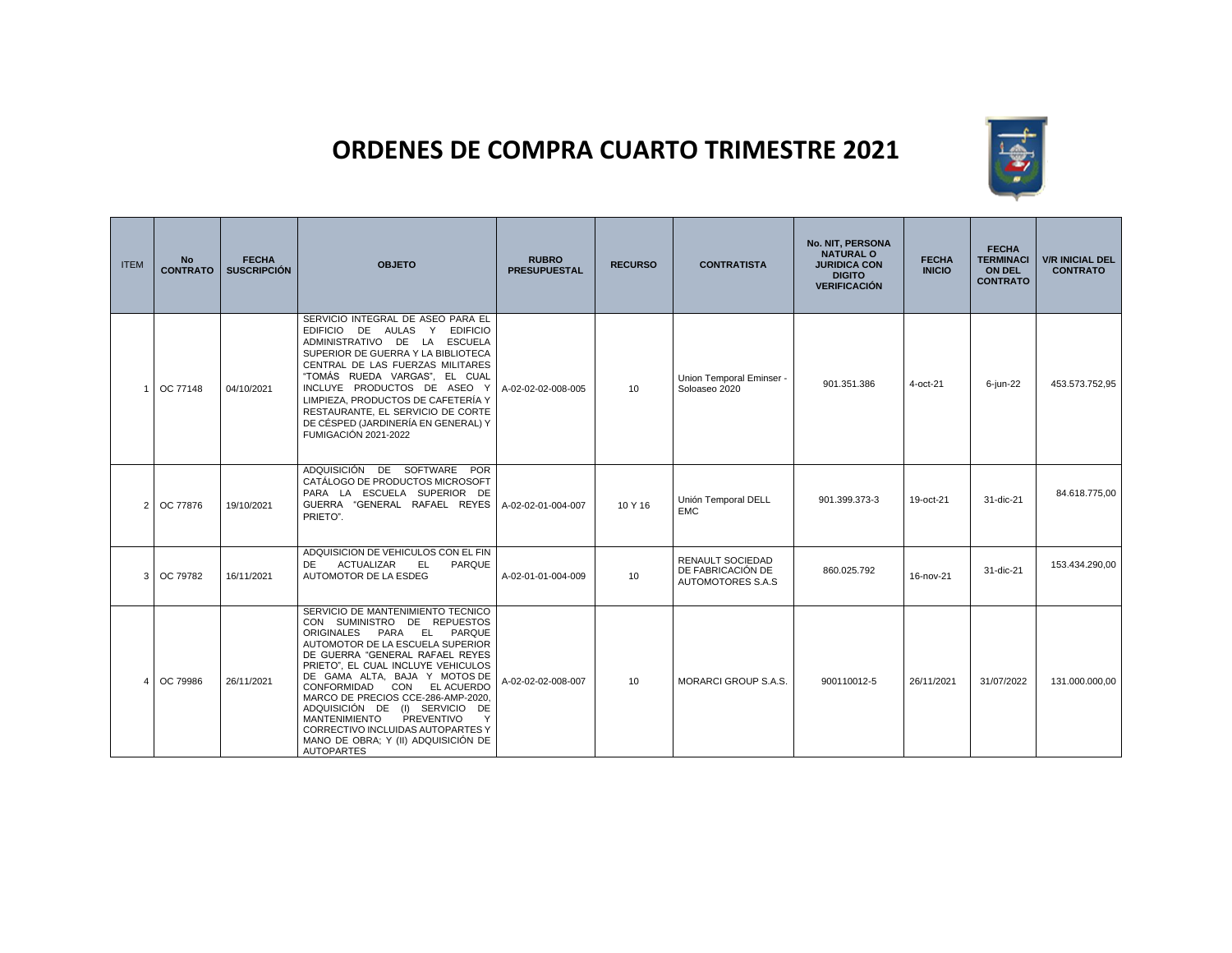# ORDENES DE COMPRA CUARTO TRIMESTRE 2021

| ITEM | No CONTRATO | FECHA SUSCRIPCIÓN | OBJETO | RUBRO PRESUPUESTAL | RECURSO | CONTRATISTA | No. NIT, PERSONA NATURAL O JURIDICA CON DIGITO VERIFICACIÓN | FECHA INICIO | FECHA TERMINACI ON DEL CONTRATO | V/R INICIAL DEL CONTRATO |
|---|---|---|---|---|---|---|---|---|---|---|
| 1 | OC 77148 | 04/10/2021 | SERVICIO INTEGRAL DE ASEO PARA EL EDIFICIO DE AULAS Y EDIFICIO ADMINISTRATIVO DE LA ESCUELA SUPERIOR DE GUERRA Y LA BIBLIOTECA CENTRAL DE LAS FUERZAS MILITARES "TOMÁS RUEDA VARGAS", EL CUAL INCLUYE PRODUCTOS DE ASEO Y LIMPIEZA, PRODUCTOS DE CAFETERÍA Y RESTAURANTE, EL SERVICIO DE CORTE DE CÉSPED (JARDINERÍA EN GENERAL) Y FUMIGACIÓN 2021-2022 | A-02-02-02-008-005 | 10 | Union Temporal Eminser - Soloaseo 2020 | 901.351.386 | 4-oct-21 | 6-jun-22 | 453.573.752,95 |
| 2 | OC 77876 | 19/10/2021 | ADQUISICIÓN DE SOFTWARE POR CATÁLOGO DE PRODUCTOS MICROSOFT PARA LA ESCUELA SUPERIOR DE GUERRA "GENERAL RAFAEL REYES PRIETO". | A-02-02-01-004-007 | 10 Y 16 | Unión Temporal DELL EMC | 901.399.373-3 | 19-oct-21 | 31-dic-21 | 84.618.775,00 |
| 3 | OC 79782 | 16/11/2021 | ADQUISICION DE VEHICULOS CON EL FIN DE ACTUALIZAR EL PARQUE AUTOMOTOR DE LA ESDEG | A-02-01-01-004-009 | 10 | RENAULT SOCIEDAD DE FABRICACIÓN DE AUTOMOTORES S.A.S | 860.025.792 | 16-nov-21 | 31-dic-21 | 153.434.290,00 |
| 4 | OC 79986 | 26/11/2021 | SERVICIO DE MANTENIMIENTO TECNICO CON SUMINISTRO DE REPUESTOS ORIGINALES PARA EL PARQUE AUTOMOTOR DE LA ESCUELA SUPERIOR DE GUERRA "GENERAL RAFAEL REYES PRIETO", EL CUAL INCLUYE VEHICULOS DE GAMA ALTA, BAJA Y MOTOS DE CONFORMIDAD CON EL ACUERDO MARCO DE PRECIOS CCE-286-AMP-2020, ADQUISICIÓN DE (I) SERVICIO DE MANTENIMIENTO PREVENTIVO Y CORRECTIVO INCLUIDAS AUTOPARTES Y MANO DE OBRA; Y (II) ADQUISICIÓN DE AUTOPARTES | A-02-02-02-008-007 | 10 | MORARCI GROUP S.A.S. | 900110012-5 | 26/11/2021 | 31/07/2022 | 131.000.000,00 |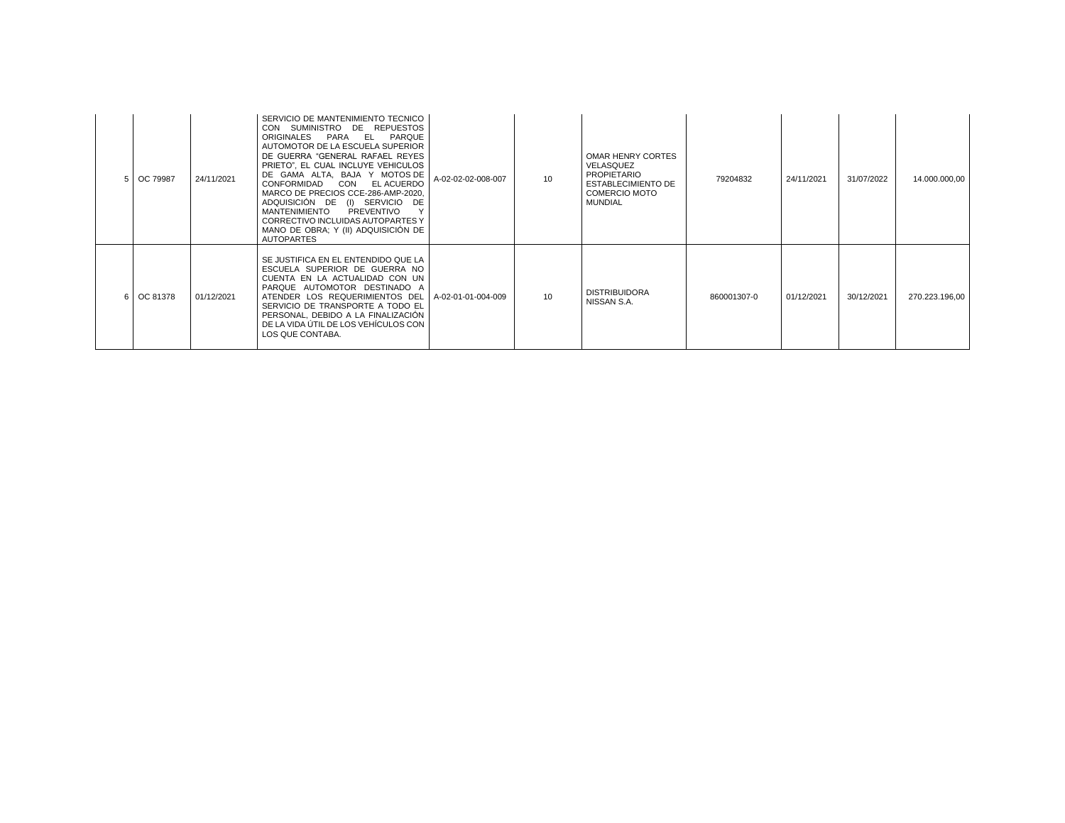| | | | | | | | | | | |
|---|---|---|---|---|---|---|---|---|---|---|
| 5 | OC 79987 | 24/11/2021 | SERVICIO DE MANTENIMIENTO TECNICO CON SUMINISTRO DE REPUESTOS ORIGINALES PARA EL PARQUE AUTOMOTOR DE LA ESCUELA SUPERIOR DE GUERRA "GENERAL RAFAEL REYES PRIETO", EL CUAL INCLUYE VEHICULOS DE GAMA ALTA, BAJA Y MOTOS DE CONFORMIDAD CON EL ACUERDO MARCO DE PRECIOS CCE-286-AMP-2020, ADQUISICIÓN DE (I) SERVICIO DE MANTENIMIENTO PREVENTIVO Y CORRECTIVO INCLUIDAS AUTOPARTES Y MANO DE OBRA; Y (II) ADQUISICIÓN DE AUTOPARTES | A-02-02-02-008-007 | 10 | OMAR HENRY CORTES VELASQUEZ PROPIETARIO ESTABLECIMIENTO DE COMERCIO MOTO MUNDIAL | 79204832 | 24/11/2021 | 31/07/2022 | 14.000.000,00 |
| 6 | OC 81378 | 01/12/2021 | SE JUSTIFICA EN EL ENTENDIDO QUE LA ESCUELA SUPERIOR DE GUERRA NO CUENTA EN LA ACTUALIDAD CON UN PARQUE AUTOMOTOR DESTINADO A ATENDER LOS REQUERIMIENTOS DEL SERVICIO DE TRANSPORTE A TODO EL PERSONAL, DEBIDO A LA FINALIZACIÓN DE LA VIDA ÚTIL DE LOS VEHÍCULOS CON LOS QUE CONTABA. | A-02-01-01-004-009 | 10 | DISTRIBUIDORA NISSAN S.A. | 860001307-0 | 01/12/2021 | 30/12/2021 | 270.223.196,00 |